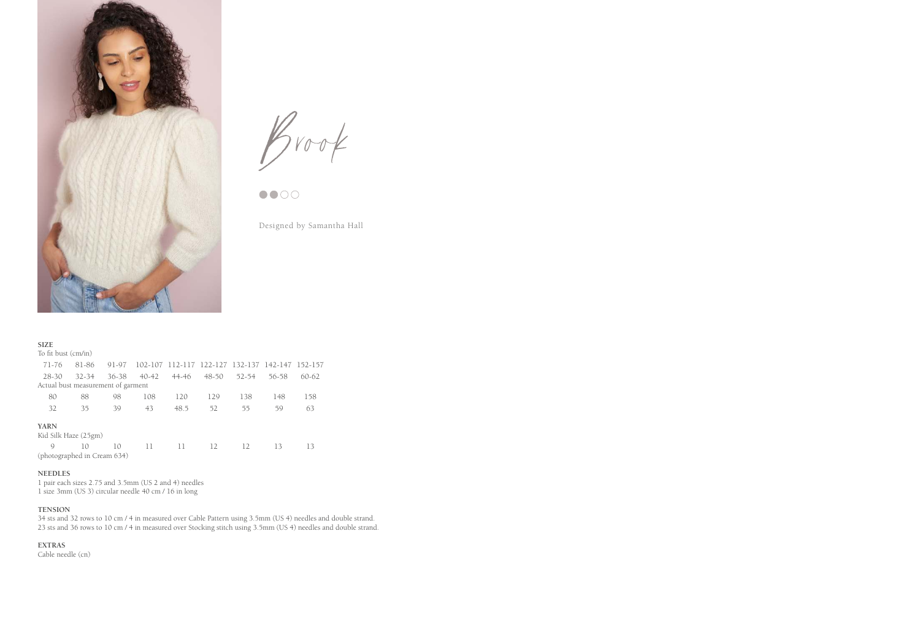# Brook

Designed by Samantha Hall

**SIZE**

To fit bust (cm/in)

| 71-76 | 81-86 | 91-97 | 102-107 | 112-117 | 122-127 | 132-137 | 142-147 | 152-157 |
|---|---|---|---|---|---|---|---|---|
| 28-30 | 32-34 | 36-38 | 40-42 | 44-46 | 48-50 | 52-54 | 56-58 | 60-62 |

Actual bust measurement of garment

| 80 | 88 | 98 | 108 | 120 | 129 | 138 | 148 | 158 |
|---|---|---|---|---|---|---|---|---|
| 32 | 35 | 39 | 43 | 48.5 | 52 | 55 | 59 | 63 |

**YARN**

Kid Silk Haze (25gm)

| 9 | 10 | 10 | 11 | 11 | 12 | 12 | 13 | 13 |
|---|---|---|---|---|---|---|---|---|

(photographed in Cream 634)

**NEEDLES**

1 pair each sizes 2.75 and 3.5mm (US 2 and 4) needles
1 size 3mm (US 3) circular needle 40 cm / 16 in long

**TENSION**

34 sts and 32 rows to 10 cm / 4 in measured over Cable Pattern using 3.5mm (US 4) needles and double strand.
23 sts and 36 rows to 10 cm / 4 in measured over Stocking stitch using 3.5mm (US 4) needles and double strand.

**EXTRAS**

Cable needle (cn)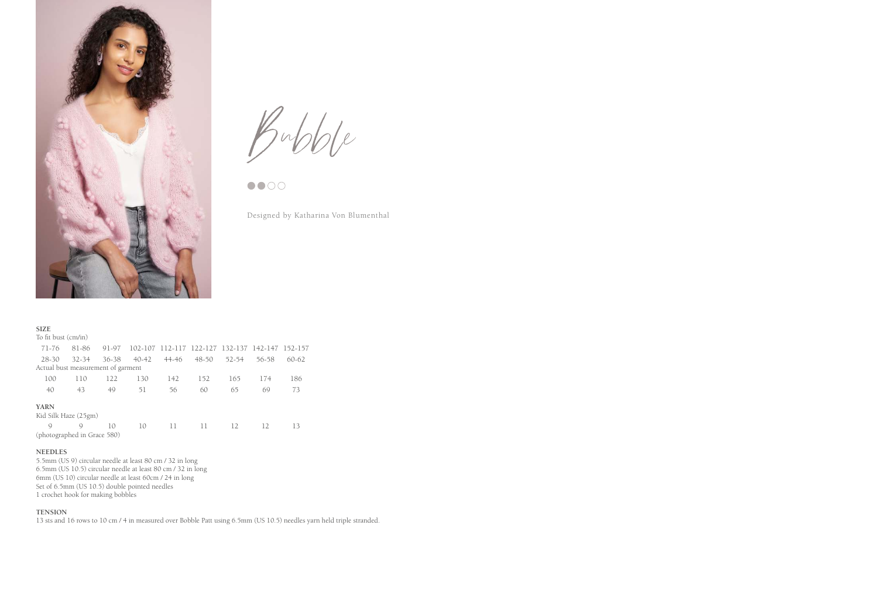# Bubble

●●○○

Designed by Katharina Von Blumenthal

**SIZE**

To fit bust (cm/in)

| 71-76 | 81-86 | 91-97 | 102-107 | 112-117 | 122-127 | 132-137 | 142-147 | 152-157 |
|---|---|---|---|---|---|---|---|---|
| 28-30 | 32-34 | 36-38 | 40-42 | 44-46 | 48-50 | 52-54 | 56-58 | 60-62 |

Actual bust measurement of garment

| 100 | 110 | 122 | 130 | 142 | 152 | 165 | 174 | 186 |
|---|---|---|---|---|---|---|---|---|
| 40 | 43 | 49 | 51 | 56 | 60 | 65 | 69 | 73 |

**YARN**

Kid Silk Haze (25gm)

| 9 | 9 | 10 | 10 | 11 | 11 | 12 | 12 | 13 |
|---|---|---|---|---|---|---|---|---|

(photographed in Grace 580)

**NEEDLES**

5.5mm (US 9) circular needle at least 80 cm / 32 in long
6.5mm (US 10.5) circular needle at least 80 cm / 32 in long
6mm (US 10) circular needle at least 60cm / 24 in long
Set of 6.5mm (US 10.5) double pointed needles
1 crochet hook for making bobbles

**TENSION**

13 sts and 16 rows to 10 cm / 4 in measured over Bobble Patt using 6.5mm (US 10.5) needles yarn held triple stranded.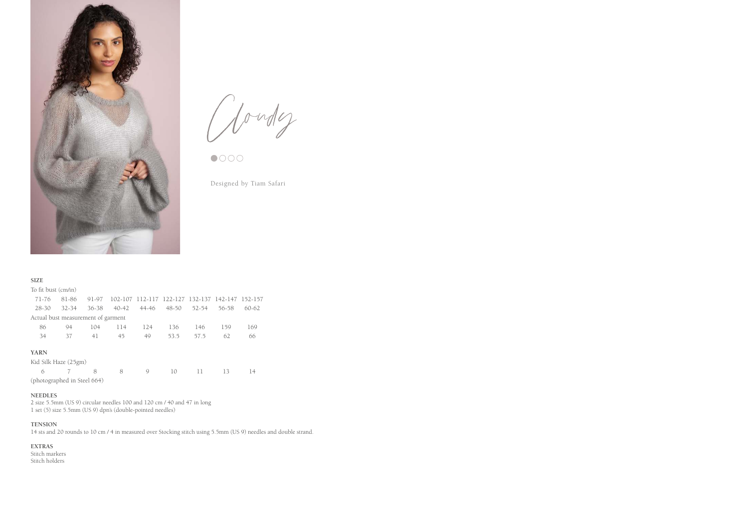# Cloudy

Designed by Tiam Safari

**SIZE**

To fit bust (cm/in)

| 71-76 | 81-86 | 91-97 | 102-107 | 112-117 | 122-127 | 132-137 | 142-147 | 152-157 |
|---|---|---|---|---|---|---|---|---|
| 28-30 | 32-34 | 36-38 | 40-42 | 44-46 | 48-50 | 52-54 | 56-58 | 60-62 |

Actual bust measurement of garment

| 86 | 94 | 104 | 114 | 124 | 136 | 146 | 159 | 169 |
|---|---|---|---|---|---|---|---|---|
| 34 | 37 | 41 | 45 | 49 | 53.5 | 57.5 | 62 | 66 |

**YARN**

Kid Silk Haze (25gm)

| 6 | 7 | 8 | 8 | 9 | 10 | 11 | 13 | 14 |
|---|---|---|---|---|---|---|---|---|

(photographed in Steel 664)

**NEEDLES**

2 size 5.5mm (US 9) circular needles 100 and 120 cm / 40 and 47 in long
1 set (5) size 5.5mm (US 9) dpn's (double-pointed needles)

**TENSION**

14 sts and 20 rounds to 10 cm / 4 in measured over Stocking stitch using 5.5mm (US 9) needles and double strand.

**EXTRAS**

Stitch markers
Stitch holders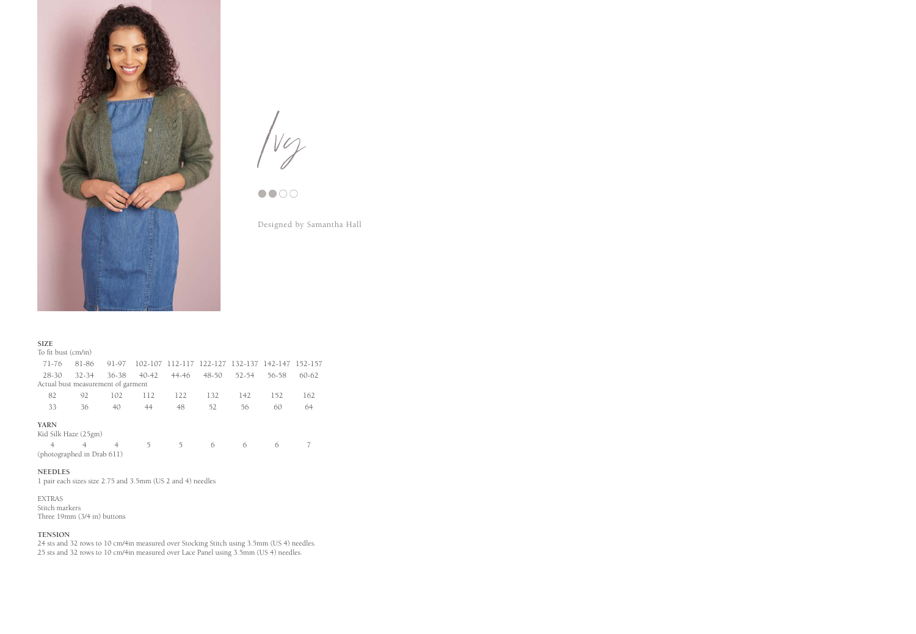# Ivy

Designed by Samantha Hall

**SIZE**

To fit bust (cm/in)

| | | | | | | | | |
|---|---|---|---|---|---|---|---|---|
| 71-76 | 81-86 | 91-97 | 102-107 | 112-117 | 122-127 | 132-137 | 142-147 | 152-157 |
| 28-30 | 32-34 | 36-38 | 40-42 | 44-46 | 48-50 | 52-54 | 56-58 | 60-62 |

Actual bust measurement of garment

| | | | | | | | | |
|---|---|---|---|---|---|---|---|---|
| 82 | 92 | 102 | 112 | 122 | 132 | 142 | 152 | 162 |
| 33 | 36 | 40 | 44 | 48 | 52 | 56 | 60 | 64 |

**YARN**

Kid Silk Haze (25gm)

| | | | | | | | | |
|---|---|---|---|---|---|---|---|---|
| 4 | 4 | 4 | 5 | 5 | 6 | 6 | 6 | 7 |

(photographed in Drab 611)

**NEEDLES**

1 pair each sizes size 2.75 and 3.5mm (US 2 and 4) needles

EXTRAS

Stitch markers

Three 19mm (3/4 in) buttons

**TENSION**

24 sts and 32 rows to 10 cm/4in measured over Stocking Stitch using 3.5mm (US 4) needles.

25 sts and 32 rows to 10 cm/4in measured over Lace Panel using 3.5mm (US 4) needles.